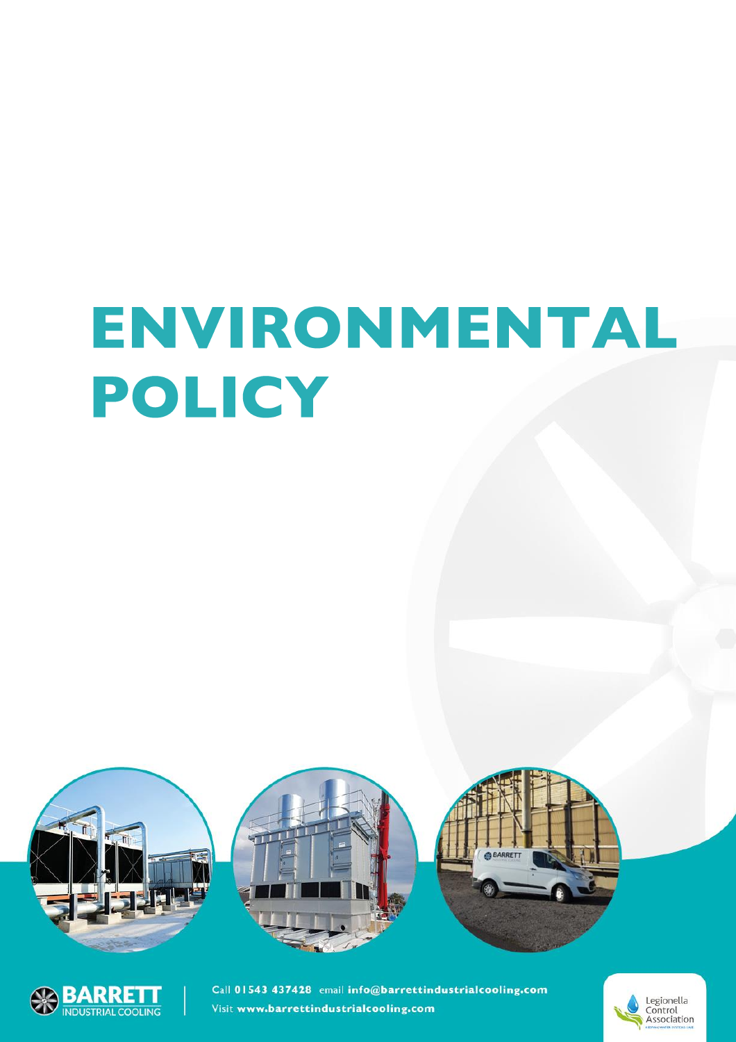# ENVIRONMENTAL POLICY

BARRETT INDUSTRIAL COOLING

Call 01543 437428 email **info@barrettindustrialcooling.com**

Visit **www.barrettindustrialcooling.com**

Legionella Control Association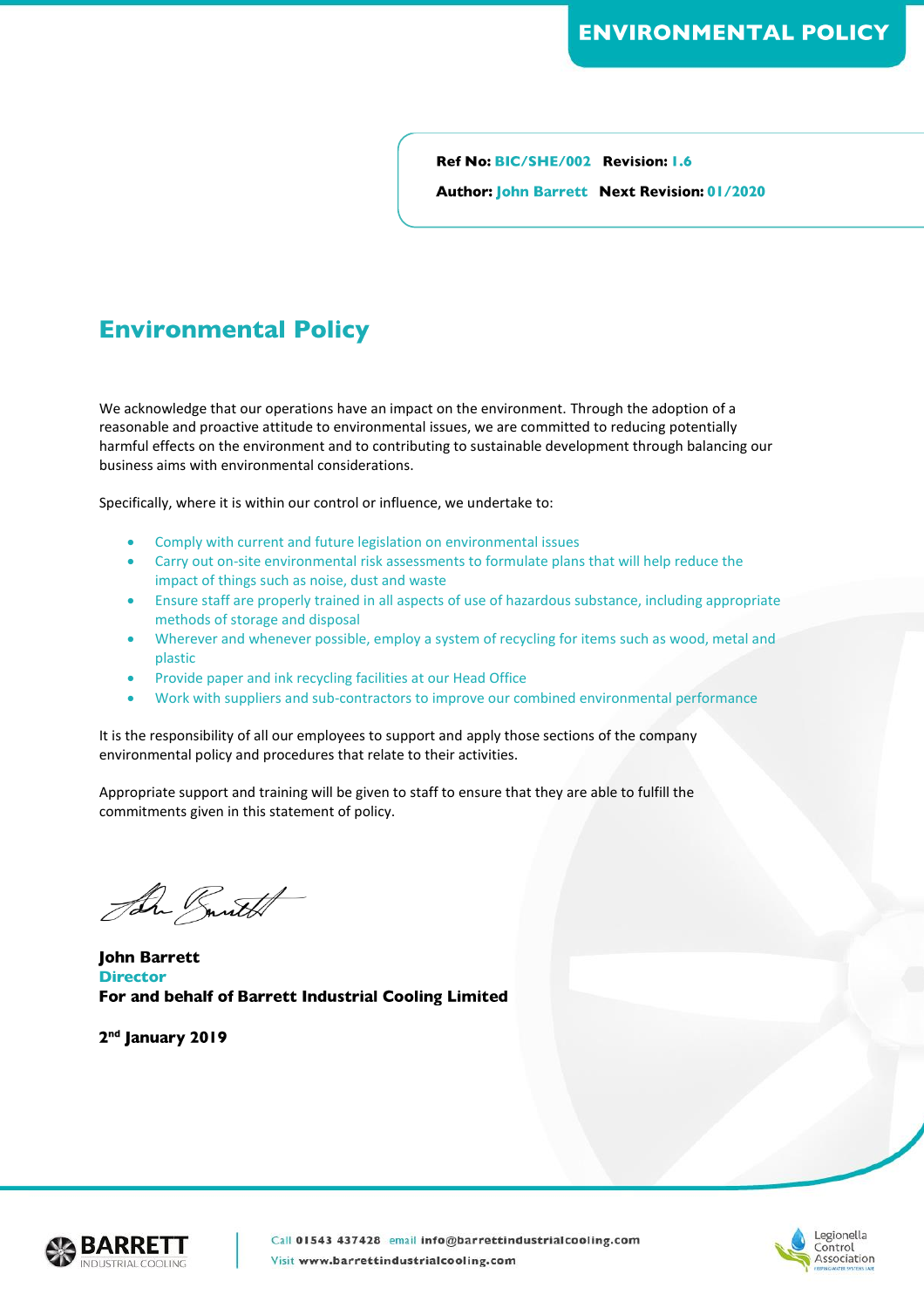**Ref No:** BIC/SHE/002 **Revision:** 1.6

**Author:** John Barrett **Next Revision:** 01/2020

# Environmental Policy

We acknowledge that our operations have an impact on the environment. Through the adoption of a reasonable and proactive attitude to environmental issues, we are committed to reducing potentially harmful effects on the environment and to contributing to sustainable development through balancing our business aims with environmental considerations.

Specifically, where it is within our control or influence, we undertake to:

- Comply with current and future legislation on environmental issues
- Carry out on-site environmental risk assessments to formulate plans that will help reduce the impact of things such as noise, dust and waste
- Ensure staff are properly trained in all aspects of use of hazardous substance, including appropriate methods of storage and disposal
- Wherever and whenever possible, employ a system of recycling for items such as wood, metal and plastic
- Provide paper and ink recycling facilities at our Head Office
- Work with suppliers and sub-contractors to improve our combined environmental performance

It is the responsibility of all our employees to support and apply those sections of the company environmental policy and procedures that relate to their activities.

Appropriate support and training will be given to staff to ensure that they are able to fulfill the commitments given in this statement of policy.

**John Barrett**
**Director**
**For and behalf of Barrett Industrial Cooling Limited**

**2nd January 2019**